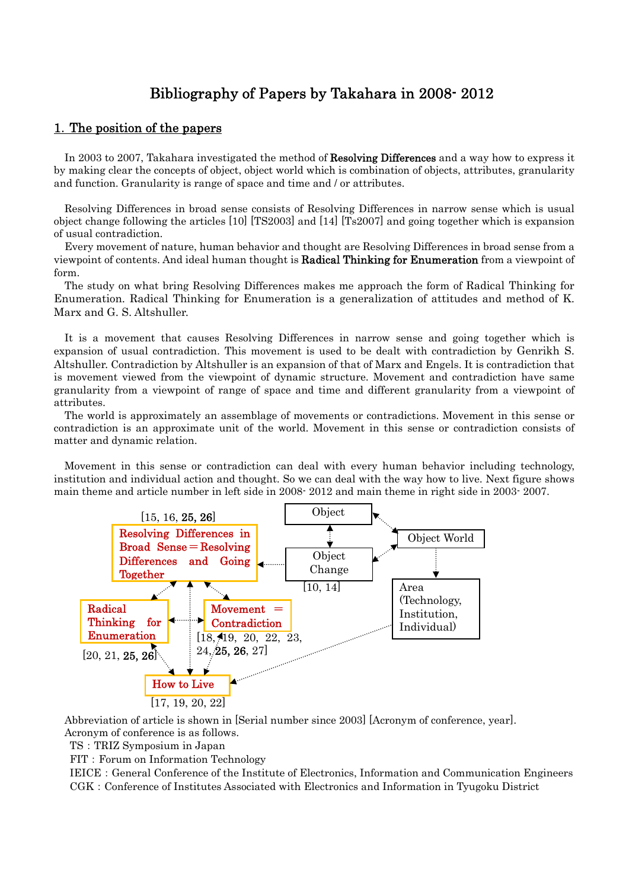# Bibliography of Papers by Takahara in 2008- 2012

## 1. The position of the papers

In 2003 to 2007, Takahara investigated the method of **Resolving Differences** and a way how to express it by making clear the concepts of object, object world which is combination of objects, attributes, granularity and function. Granularity is range of space and time and / or attributes.

Resolving Differences in broad sense consists of Resolving Differences in narrow sense which is usual object change following the articles [10] [TS2003] and [14] [Ts2007] and going together which is expansion of usual contradiction.

Every movement of nature, human behavior and thought are Resolving Differences in broad sense from a viewpoint of contents. And ideal human thought is **Radical Thinking for Enumeration** from a viewpoint of form.

The study on what bring Resolving Differences makes me approach the form of Radical Thinking for Enumeration. Radical Thinking for Enumeration is a generalization of attitudes and method of K. Marx and G. S. Altshuller.

It is a movement that causes Resolving Differences in narrow sense and going together which is expansion of usual contradiction. This movement is used to be dealt with contradiction by Genrikh S. Altshuller. Contradiction by Altshuller is an expansion of that of Marx and Engels. It is contradiction that is movement viewed from the viewpoint of dynamic structure. Movement and contradiction have same granularity from a viewpoint of range of space and time and different granularity from a viewpoint of attributes.

The world is approximately an assemblage of movements or contradictions. Movement in this sense or contradiction is an approximate unit of the world. Movement in this sense or contradiction consists of matter and dynamic relation.

Movement in this sense or contradiction can deal with every human behavior including technology, institution and individual action and thought. So we can deal with the way how to live. Next figure shows main theme and article number in left side in 2008- 2012 and main theme in right side in 2003- 2007.

[15, 16, **25, 26**] Resolving Differences in Broad Sense = Resolving Differences and Going Together

Object

Object World

Object Change [10, 14]

Area (Technology, Institution, Individual)

Radical Thinking for Enumeration [20, 21, **25, 26**]

Movement = Contradiction [18, 19, 20, 22, 23, 24, **25, 26**, 27]

How to Live [17, 19, 20, 22]

Abbreviation of article is shown in [Serial number since 2003] [Acronym of conference, year].
Acronym of conference is as follows.

TS : TRIZ Symposium in Japan
FIT : Forum on Information Technology
IEICE : General Conference of the Institute of Electronics, Information and Communication Engineers
CGK : Conference of Institutes Associated with Electronics and Information in Tyugoku District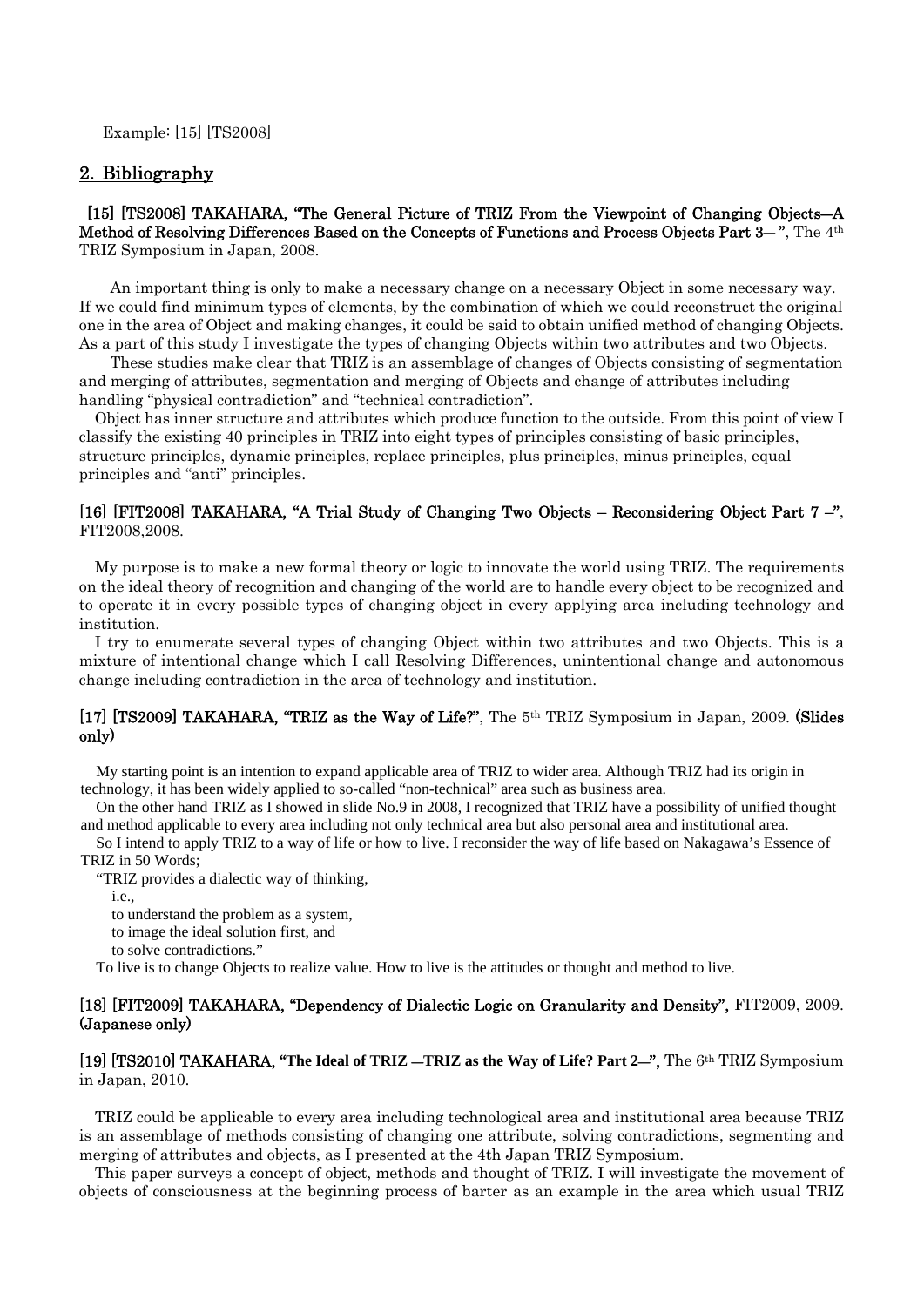Example: [15] [TS2008]

## 2. Bibliography

**[15] [TS2008] TAKAHARA, "The General Picture of TRIZ From the Viewpoint of Changing Objects—A Method of Resolving Differences Based on the Concepts of Functions and Process Objects Part 3— "**, The 4th TRIZ Symposium in Japan, 2008.

An important thing is only to make a necessary change on a necessary Object in some necessary way. If we could find minimum types of elements, by the combination of which we could reconstruct the original one in the area of Object and making changes, it could be said to obtain unified method of changing Objects. As a part of this study I investigate the types of changing Objects within two attributes and two Objects.

These studies make clear that TRIZ is an assemblage of changes of Objects consisting of segmentation and merging of attributes, segmentation and merging of Objects and change of attributes including handling "physical contradiction" and "technical contradiction".

Object has inner structure and attributes which produce function to the outside. From this point of view I classify the existing 40 principles in TRIZ into eight types of principles consisting of basic principles, structure principles, dynamic principles, replace principles, plus principles, minus principles, equal principles and "anti" principles.

**[16] [FIT2008] TAKAHARA, "A Trial Study of Changing Two Objects – Reconsidering Object Part 7 –"**, FIT2008,2008.

My purpose is to make a new formal theory or logic to innovate the world using TRIZ. The requirements on the ideal theory of recognition and changing of the world are to handle every object to be recognized and to operate it in every possible types of changing object in every applying area including technology and institution.

I try to enumerate several types of changing Object within two attributes and two Objects. This is a mixture of intentional change which I call Resolving Differences, unintentional change and autonomous change including contradiction in the area of technology and institution.

**[17] [TS2009] TAKAHARA, "TRIZ as the Way of Life?"**, The 5th TRIZ Symposium in Japan, 2009. **(Slides only)**

My starting point is an intention to expand applicable area of TRIZ to wider area. Although TRIZ had its origin in technology, it has been widely applied to so-called "non-technical" area such as business area.

On the other hand TRIZ as I showed in slide No.9 in 2008, I recognized that TRIZ have a possibility of unified thought and method applicable to every area including not only technical area but also personal area and institutional area.

So I intend to apply TRIZ to a way of life or how to live. I reconsider the way of life based on Nakagawa's Essence of TRIZ in 50 Words;

"TRIZ provides a dialectic way of thinking,
i.e.,
to understand the problem as a system,
to image the ideal solution first, and
to solve contradictions."

To live is to change Objects to realize value. How to live is the attitudes or thought and method to live.

**[18] [FIT2009] TAKAHARA, "Dependency of Dialectic Logic on Granularity and Density"**, FIT2009, 2009. **(Japanese only)**

**[19] [TS2010] TAKAHARA, "The Ideal of TRIZ —TRIZ as the Way of Life? Part 2—"**, The 6th TRIZ Symposium in Japan, 2010.

TRIZ could be applicable to every area including technological area and institutional area because TRIZ is an assemblage of methods consisting of changing one attribute, solving contradictions, segmenting and merging of attributes and objects, as I presented at the 4th Japan TRIZ Symposium.

This paper surveys a concept of object, methods and thought of TRIZ. I will investigate the movement of objects of consciousness at the beginning process of barter as an example in the area which usual TRIZ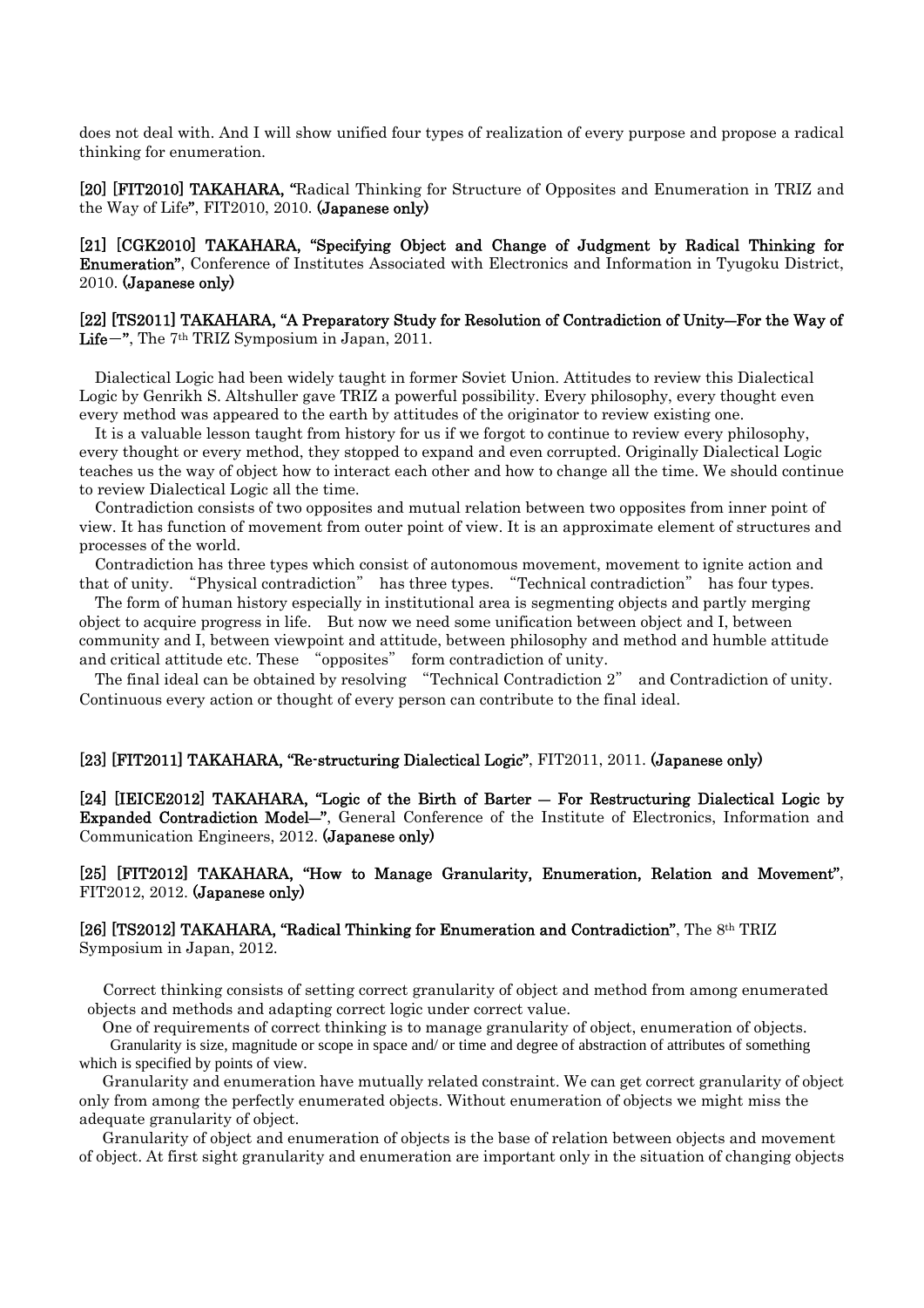does not deal with. And I will show unified four types of realization of every purpose and propose a radical thinking for enumeration.

**[20] [FIT2010] TAKAHARA, "**Radical Thinking for Structure of Opposites and Enumeration in TRIZ and the Way of Life**"**, FIT2010, 2010. **(Japanese only)**

**[21] [CGK2010] TAKAHARA, "Specifying Object and Change of Judgment by Radical Thinking for Enumeration"**, Conference of Institutes Associated with Electronics and Information in Tyugoku District, 2010. **(Japanese only)**

**[22] [TS2011] TAKAHARA, "A Preparatory Study for Resolution of Contradiction of Unity—For the Way of Life—"**, The 7th TRIZ Symposium in Japan, 2011.

Dialectical Logic had been widely taught in former Soviet Union. Attitudes to review this Dialectical Logic by Genrikh S. Altshuller gave TRIZ a powerful possibility. Every philosophy, every thought even every method was appeared to the earth by attitudes of the originator to review existing one.

It is a valuable lesson taught from history for us if we forgot to continue to review every philosophy, every thought or every method, they stopped to expand and even corrupted. Originally Dialectical Logic teaches us the way of object how to interact each other and how to change all the time. We should continue to review Dialectical Logic all the time.

Contradiction consists of two opposites and mutual relation between two opposites from inner point of view. It has function of movement from outer point of view. It is an approximate element of structures and processes of the world.

Contradiction has three types which consist of autonomous movement, movement to ignite action and that of unity. "Physical contradiction" has three types. "Technical contradiction" has four types.

The form of human history especially in institutional area is segmenting objects and partly merging object to acquire progress in life. But now we need some unification between object and I, between community and I, between viewpoint and attitude, between philosophy and method and humble attitude and critical attitude etc. These "opposites" form contradiction of unity.

The final ideal can be obtained by resolving "Technical Contradiction 2" and Contradiction of unity. Continuous every action or thought of every person can contribute to the final ideal.

**[23] [FIT2011] TAKAHARA, "Re-structuring Dialectical Logic"**, FIT2011, 2011. **(Japanese only)**

**[24] [IEICE2012] TAKAHARA, "Logic of the Birth of Barter — For Restructuring Dialectical Logic by Expanded Contradiction Model—"**, General Conference of the Institute of Electronics, Information and Communication Engineers, 2012. **(Japanese only)**

**[25] [FIT2012] TAKAHARA, "How to Manage Granularity, Enumeration, Relation and Movement"**, FIT2012, 2012. **(Japanese only)**

**[26] [TS2012] TAKAHARA, "Radical Thinking for Enumeration and Contradiction"**, The 8th TRIZ Symposium in Japan, 2012.

Correct thinking consists of setting correct granularity of object and method from among enumerated objects and methods and adapting correct logic under correct value.

One of requirements of correct thinking is to manage granularity of object, enumeration of objects.

Granularity is size, magnitude or scope in space and/ or time and degree of abstraction of attributes of something which is specified by points of view.

Granularity and enumeration have mutually related constraint. We can get correct granularity of object only from among the perfectly enumerated objects. Without enumeration of objects we might miss the adequate granularity of object.

Granularity of object and enumeration of objects is the base of relation between objects and movement of object. At first sight granularity and enumeration are important only in the situation of changing objects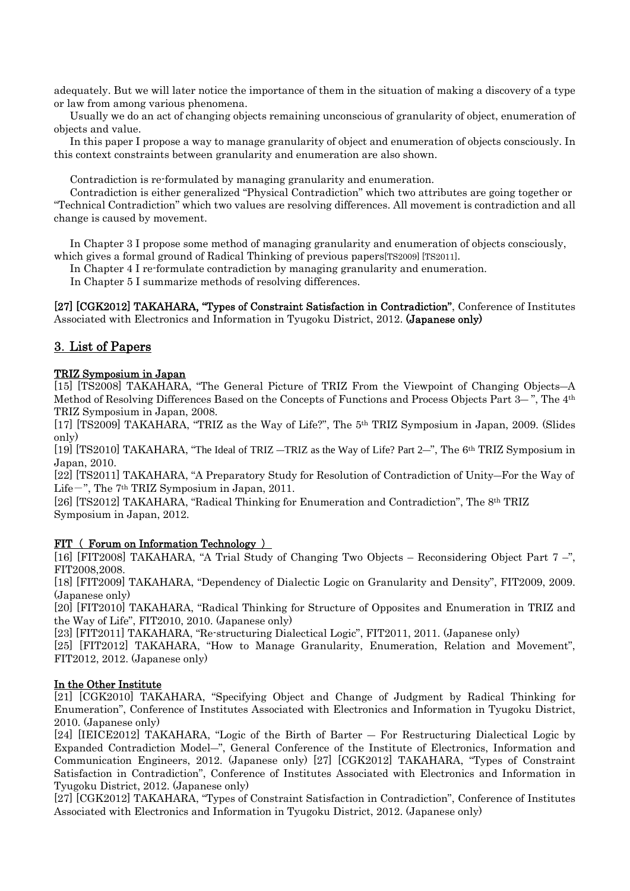adequately. But we will later notice the importance of them in the situation of making a discovery of a type or law from among various phenomena.

Usually we do an act of changing objects remaining unconscious of granularity of object, enumeration of objects and value.

In this paper I propose a way to manage granularity of object and enumeration of objects consciously. In this context constraints between granularity and enumeration are also shown.

Contradiction is re-formulated by managing granularity and enumeration.

Contradiction is either generalized "Physical Contradiction" which two attributes are going together or "Technical Contradiction" which two values are resolving differences. All movement is contradiction and all change is caused by movement.

In Chapter 3 I propose some method of managing granularity and enumeration of objects consciously, which gives a formal ground of Radical Thinking of previous papers[TS2009] [TS2011].

In Chapter 4 I re-formulate contradiction by managing granularity and enumeration.

In Chapter 5 I summarize methods of resolving differences.

**[27] [CGK2012] TAKAHARA, "Types of Constraint Satisfaction in Contradiction"**, Conference of Institutes Associated with Electronics and Information in Tyugoku District, 2012. **(Japanese only)**

## 3. List of Papers

### TRIZ Symposium in Japan

[15] [TS2008] TAKAHARA, "The General Picture of TRIZ From the Viewpoint of Changing Objects—A Method of Resolving Differences Based on the Concepts of Functions and Process Objects Part 3— ", The 4th TRIZ Symposium in Japan, 2008.

[17] [TS2009] TAKAHARA, "TRIZ as the Way of Life?", The 5th TRIZ Symposium in Japan, 2009. (Slides only)

[19] [TS2010] TAKAHARA, "The Ideal of TRIZ —TRIZ as the Way of Life? Part 2—", The 6th TRIZ Symposium in Japan, 2010.

[22] [TS2011] TAKAHARA, "A Preparatory Study for Resolution of Contradiction of Unity—For the Way of Life—", The 7th TRIZ Symposium in Japan, 2011.

[26] [TS2012] TAKAHARA, "Radical Thinking for Enumeration and Contradiction", The 8th TRIZ Symposium in Japan, 2012.

### FIT ( Forum on Information Technology )

[16] [FIT2008] TAKAHARA, "A Trial Study of Changing Two Objects – Reconsidering Object Part 7 –", FIT2008,2008.

[18] [FIT2009] TAKAHARA, "Dependency of Dialectic Logic on Granularity and Density", FIT2009, 2009. (Japanese only)

[20] [FIT2010] TAKAHARA, "Radical Thinking for Structure of Opposites and Enumeration in TRIZ and the Way of Life", FIT2010, 2010. (Japanese only)

[23] [FIT2011] TAKAHARA, "Re-structuring Dialectical Logic", FIT2011, 2011. (Japanese only)

[25] [FIT2012] TAKAHARA, "How to Manage Granularity, Enumeration, Relation and Movement", FIT2012, 2012. (Japanese only)

### In the Other Institute

[21] [CGK2010] TAKAHARA, "Specifying Object and Change of Judgment by Radical Thinking for Enumeration", Conference of Institutes Associated with Electronics and Information in Tyugoku District, 2010. (Japanese only)

[24] [IEICE2012] TAKAHARA, "Logic of the Birth of Barter — For Restructuring Dialectical Logic by Expanded Contradiction Model—", General Conference of the Institute of Electronics, Information and Communication Engineers, 2012. (Japanese only) [27] [CGK2012] TAKAHARA, "Types of Constraint Satisfaction in Contradiction", Conference of Institutes Associated with Electronics and Information in Tyugoku District, 2012. (Japanese only)

[27] [CGK2012] TAKAHARA, "Types of Constraint Satisfaction in Contradiction", Conference of Institutes Associated with Electronics and Information in Tyugoku District, 2012. (Japanese only)